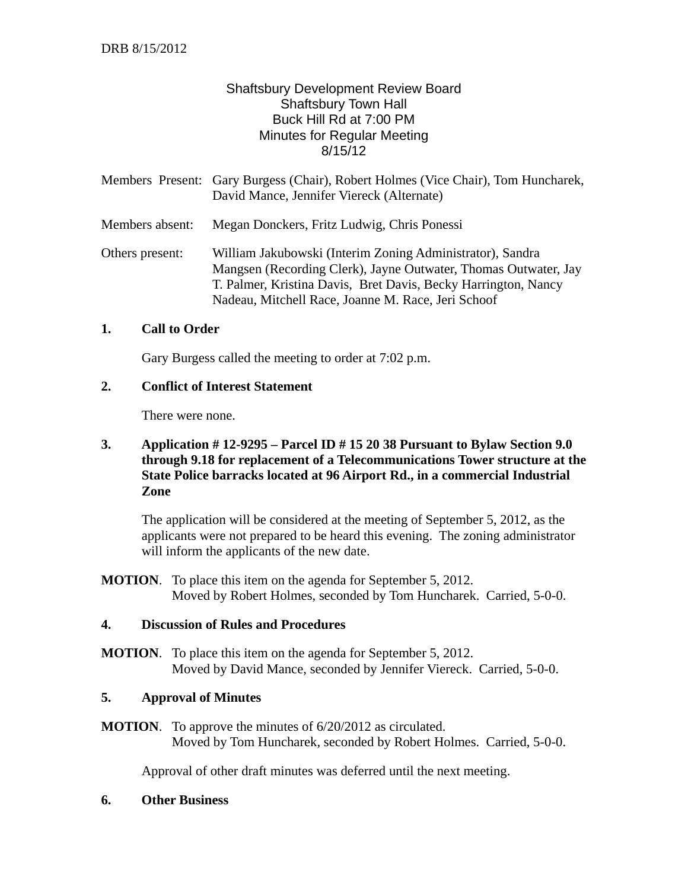Shaftsbury Development Review Board
Shaftsbury Town Hall
Buck Hill Rd at 7:00 PM
Minutes for Regular Meeting
8/15/12

Members Present: Gary Burgess (Chair), Robert Holmes (Vice Chair), Tom Huncharek, David Mance, Jennifer Viereck (Alternate)

Members absent: Megan Donckers, Fritz Ludwig, Chris Ponessi

Others present: William Jakubowski (Interim Zoning Administrator), Sandra Mangsen (Recording Clerk), Jayne Outwater, Thomas Outwater, Jay T. Palmer, Kristina Davis, Bret Davis, Becky Harrington, Nancy Nadeau, Mitchell Race, Joanne M. Race, Jeri Schoof

**1. Call to Order**

Gary Burgess called the meeting to order at 7:02 p.m.

**2. Conflict of Interest Statement**

There were none.

**3. Application # 12-9295 – Parcel ID # 15 20 38 Pursuant to Bylaw Section 9.0 through 9.18 for replacement of a Telecommunications Tower structure at the State Police barracks located at 96 Airport Rd., in a commercial Industrial Zone**

The application will be considered at the meeting of September 5, 2012, as the applicants were not prepared to be heard this evening. The zoning administrator will inform the applicants of the new date.

**MOTION**. To place this item on the agenda for September 5, 2012.
Moved by Robert Holmes, seconded by Tom Huncharek. Carried, 5-0-0.

**4. Discussion of Rules and Procedures**

**MOTION**. To place this item on the agenda for September 5, 2012.
Moved by David Mance, seconded by Jennifer Viereck. Carried, 5-0-0.

**5. Approval of Minutes**

**MOTION**. To approve the minutes of 6/20/2012 as circulated.
Moved by Tom Huncharek, seconded by Robert Holmes. Carried, 5-0-0.

Approval of other draft minutes was deferred until the next meeting.

**6. Other Business**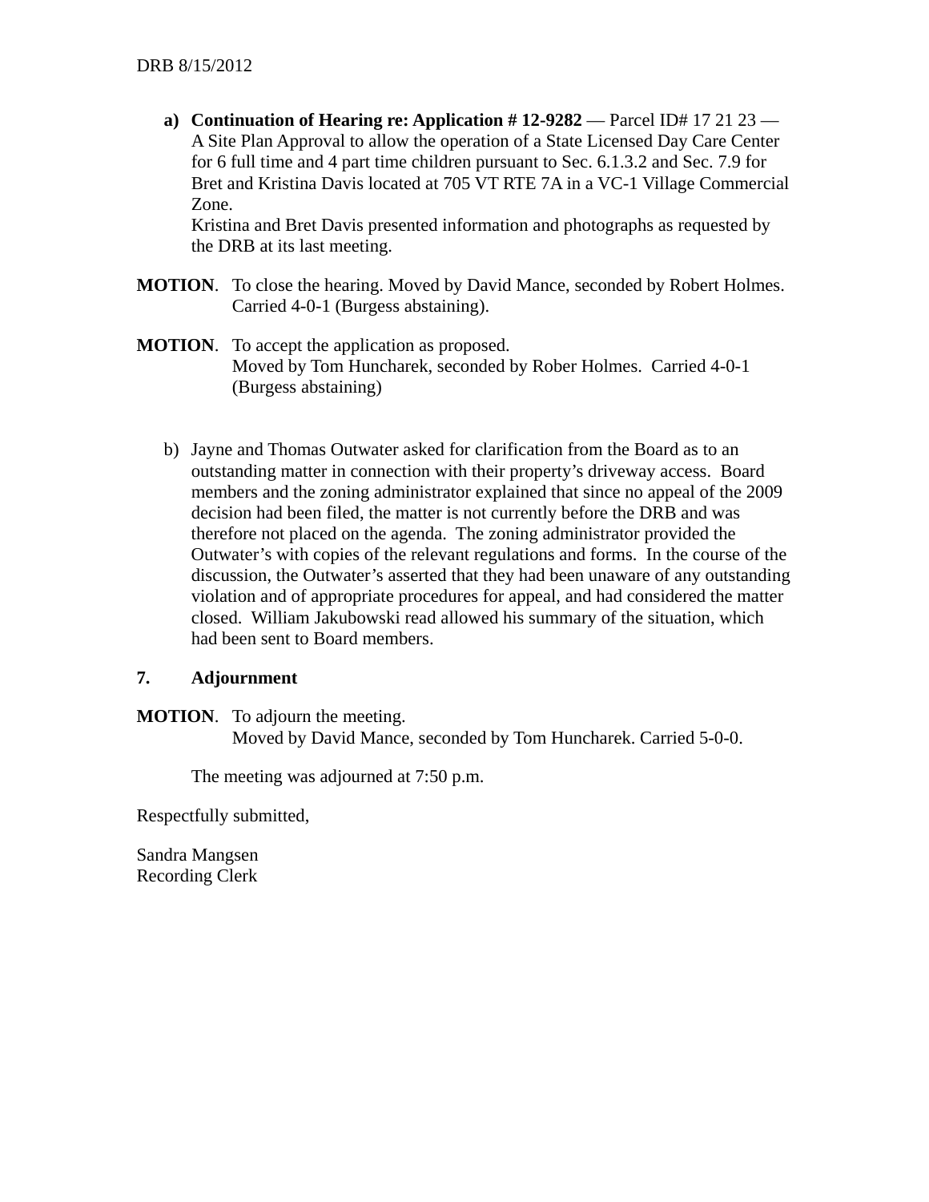a) **Continuation of Hearing re: Application # 12-9282** — Parcel ID# 17 21 23 — A Site Plan Approval to allow the operation of a State Licensed Day Care Center for 6 full time and 4 part time children pursuant to Sec. 6.1.3.2 and Sec. 7.9 for Bret and Kristina Davis located at 705 VT RTE 7A in a VC-1 Village Commercial Zone.
Kristina and Bret Davis presented information and photographs as requested by the DRB at its last meeting.

**MOTION**. To close the hearing. Moved by David Mance, seconded by Robert Holmes. Carried 4-0-1 (Burgess abstaining).

**MOTION**. To accept the application as proposed.
Moved by Tom Huncharek, seconded by Rober Holmes. Carried 4-0-1 (Burgess abstaining)

b) Jayne and Thomas Outwater asked for clarification from the Board as to an outstanding matter in connection with their property's driveway access. Board members and the zoning administrator explained that since no appeal of the 2009 decision had been filed, the matter is not currently before the DRB and was therefore not placed on the agenda. The zoning administrator provided the Outwater's with copies of the relevant regulations and forms. In the course of the discussion, the Outwater's asserted that they had been unaware of any outstanding violation and of appropriate procedures for appeal, and had considered the matter closed. William Jakubowski read allowed his summary of the situation, which had been sent to Board members.

**7. Adjournment**

**MOTION**. To adjourn the meeting.
Moved by David Mance, seconded by Tom Huncharek. Carried 5-0-0.

The meeting was adjourned at 7:50 p.m.

Respectfully submitted,

Sandra Mangsen
Recording Clerk